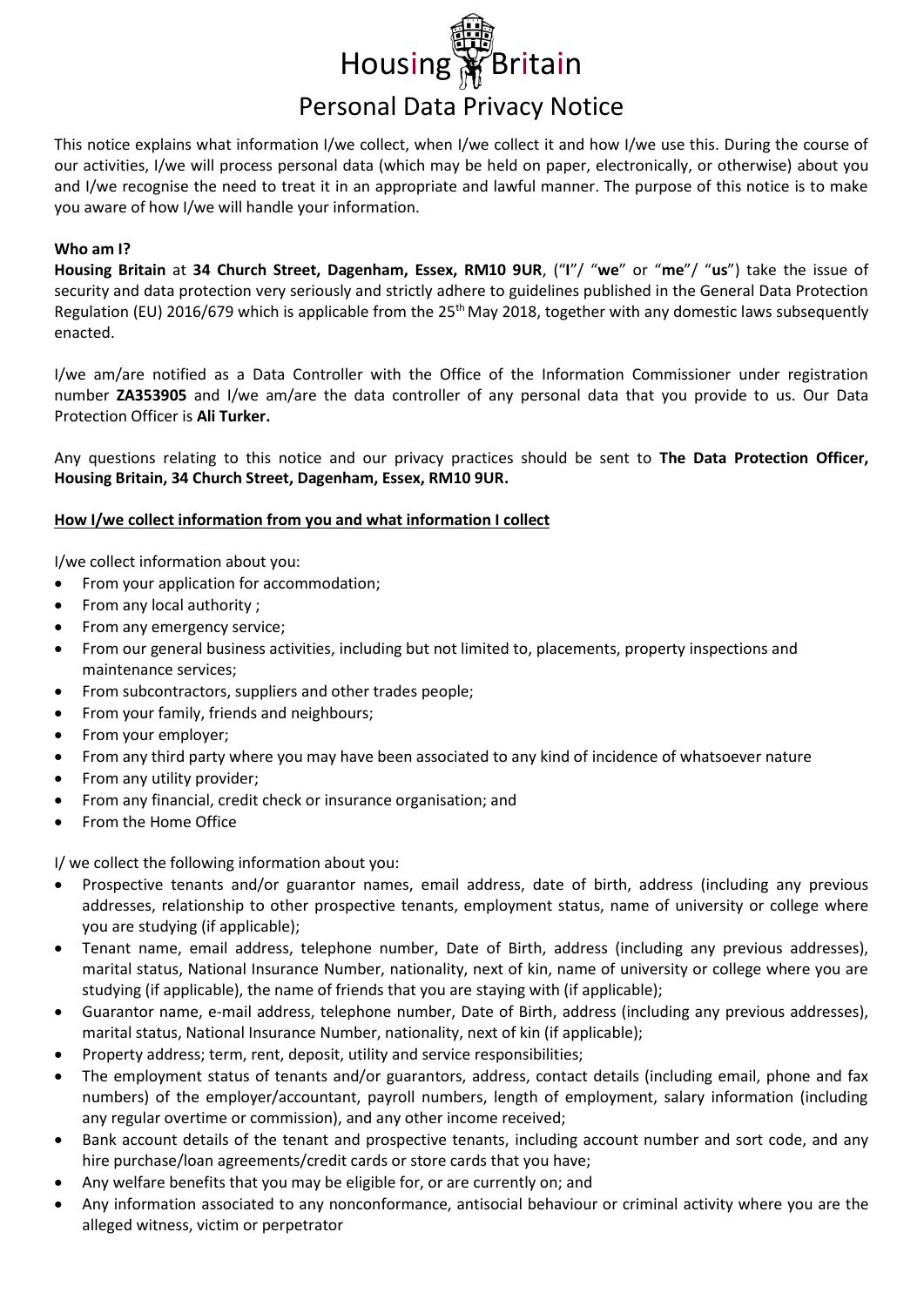# Housing Britain

## Personal Data Privacy Notice

This notice explains what information I/we collect, when I/we collect it and how I/we use this. During the course of our activities, I/we will process personal data (which may be held on paper, electronically, or otherwise) about you and I/we recognise the need to treat it in an appropriate and lawful manner. The purpose of this notice is to make you aware of how I/we will handle your information.

**Who am I?**

**Housing Britain** at **34 Church Street, Dagenham, Essex, RM10 9UR**, ("**I**"/ "**we**" or "**me**"/ "**us**") take the issue of security and data protection very seriously and strictly adhere to guidelines published in the General Data Protection Regulation (EU) 2016/679 which is applicable from the 25th May 2018, together with any domestic laws subsequently enacted.

I/we am/are notified as a Data Controller with the Office of the Information Commissioner under registration number **ZA353905** and I/we am/are the data controller of any personal data that you provide to us. Our Data Protection Officer is **Ali Turker.**

Any questions relating to this notice and our privacy practices should be sent to **The Data Protection Officer, Housing Britain, 34 Church Street, Dagenham, Essex, RM10 9UR.**

**How I/we collect information from you and what information I collect**

I/we collect information about you:

- From your application for accommodation;
- From any local authority ;
- From any emergency service;
- From our general business activities, including but not limited to, placements, property inspections and maintenance services;
- From subcontractors, suppliers and other trades people;
- From your family, friends and neighbours;
- From your employer;
- From any third party where you may have been associated to any kind of incidence of whatsoever nature
- From any utility provider;
- From any financial, credit check or insurance organisation; and
- From the Home Office

I/ we collect the following information about you:

- Prospective tenants and/or guarantor names, email address, date of birth, address (including any previous addresses, relationship to other prospective tenants, employment status, name of university or college where you are studying (if applicable);
- Tenant name, email address, telephone number, Date of Birth, address (including any previous addresses), marital status, National Insurance Number, nationality, next of kin, name of university or college where you are studying (if applicable), the name of friends that you are staying with (if applicable);
- Guarantor name, e-mail address, telephone number, Date of Birth, address (including any previous addresses), marital status, National Insurance Number, nationality, next of kin (if applicable);
- Property address; term, rent, deposit, utility and service responsibilities;
- The employment status of tenants and/or guarantors, address, contact details (including email, phone and fax numbers) of the employer/accountant, payroll numbers, length of employment, salary information (including any regular overtime or commission), and any other income received;
- Bank account details of the tenant and prospective tenants, including account number and sort code, and any hire purchase/loan agreements/credit cards or store cards that you have;
- Any welfare benefits that you may be eligible for, or are currently on; and
- Any information associated to any nonconformance, antisocial behaviour or criminal activity where you are the alleged witness, victim or perpetrator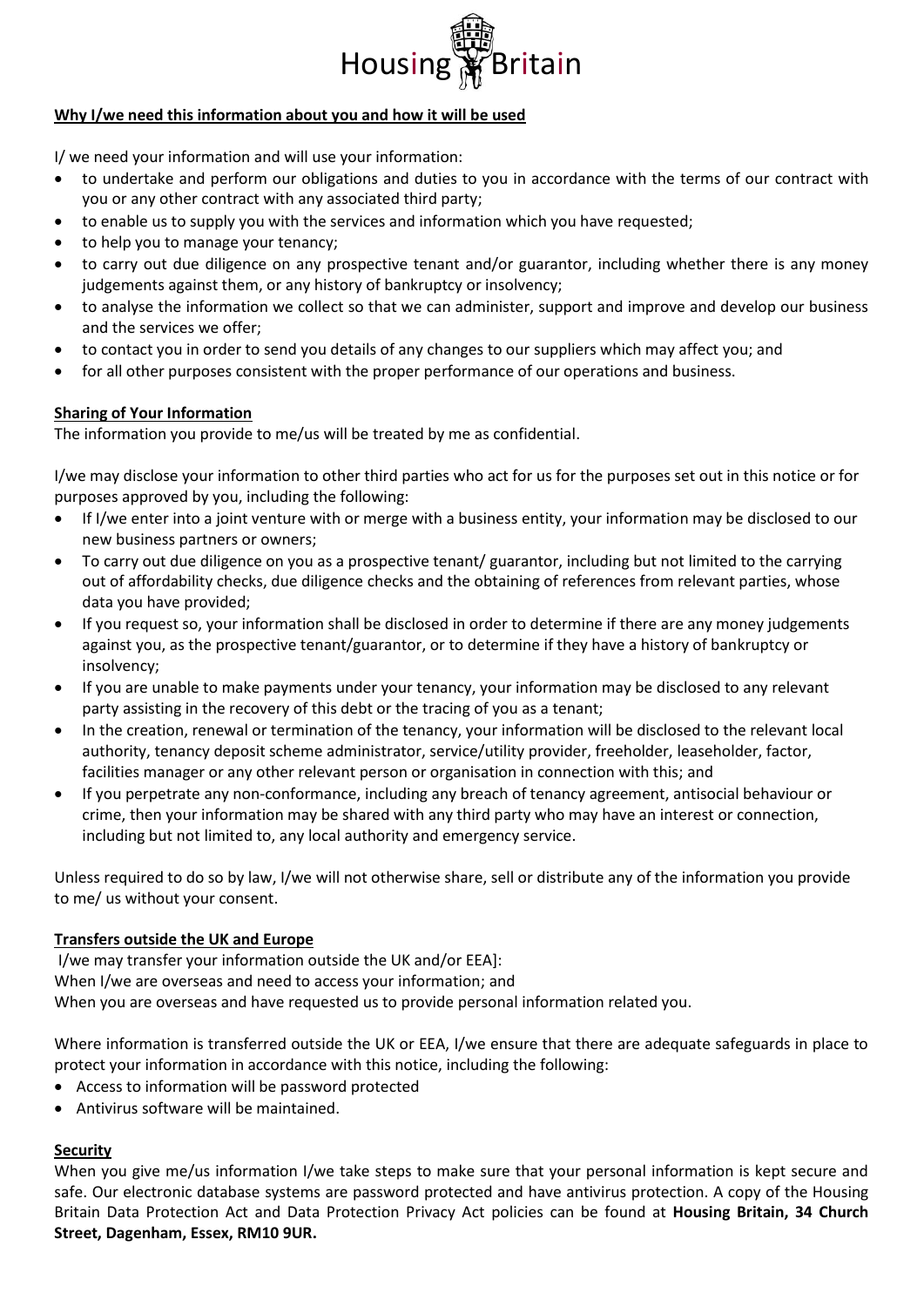Housing Britain

**Why I/we need this information about you and how it will be used**

I/ we need your information and will use your information:

- to undertake and perform our obligations and duties to you in accordance with the terms of our contract with you or any other contract with any associated third party;
- to enable us to supply you with the services and information which you have requested;
- to help you to manage your tenancy;
- to carry out due diligence on any prospective tenant and/or guarantor, including whether there is any money judgements against them, or any history of bankruptcy or insolvency;
- to analyse the information we collect so that we can administer, support and improve and develop our business and the services we offer;
- to contact you in order to send you details of any changes to our suppliers which may affect you; and
- for all other purposes consistent with the proper performance of our operations and business.

**Sharing of Your Information**

The information you provide to me/us will be treated by me as confidential.

I/we may disclose your information to other third parties who act for us for the purposes set out in this notice or for purposes approved by you, including the following:

- If I/we enter into a joint venture with or merge with a business entity, your information may be disclosed to our new business partners or owners;
- To carry out due diligence on you as a prospective tenant/ guarantor, including but not limited to the carrying out of affordability checks, due diligence checks and the obtaining of references from relevant parties, whose data you have provided;
- If you request so, your information shall be disclosed in order to determine if there are any money judgements against you, as the prospective tenant/guarantor, or to determine if they have a history of bankruptcy or insolvency;
- If you are unable to make payments under your tenancy, your information may be disclosed to any relevant party assisting in the recovery of this debt or the tracing of you as a tenant;
- In the creation, renewal or termination of the tenancy, your information will be disclosed to the relevant local authority, tenancy deposit scheme administrator, service/utility provider, freeholder, leaseholder, factor, facilities manager or any other relevant person or organisation in connection with this; and
- If you perpetrate any non-conformance, including any breach of tenancy agreement, antisocial behaviour or crime, then your information may be shared with any third party who may have an interest or connection, including but not limited to, any local authority and emergency service.

Unless required to do so by law, I/we will not otherwise share, sell or distribute any of the information you provide to me/ us without your consent.

**Transfers outside the UK and Europe**

I/we may transfer your information outside the UK and/or EEA]:
When I/we are overseas and need to access your information; and
When you are overseas and have requested us to provide personal information related you.

Where information is transferred outside the UK or EEA, I/we ensure that there are adequate safeguards in place to protect your information in accordance with this notice, including the following:

- Access to information will be password protected
- Antivirus software will be maintained.

**Security**

When you give me/us information I/we take steps to make sure that your personal information is kept secure and safe. Our electronic database systems are password protected and have antivirus protection. A copy of the Housing Britain Data Protection Act and Data Protection Privacy Act policies can be found at **Housing Britain, 34 Church Street, Dagenham, Essex, RM10 9UR.**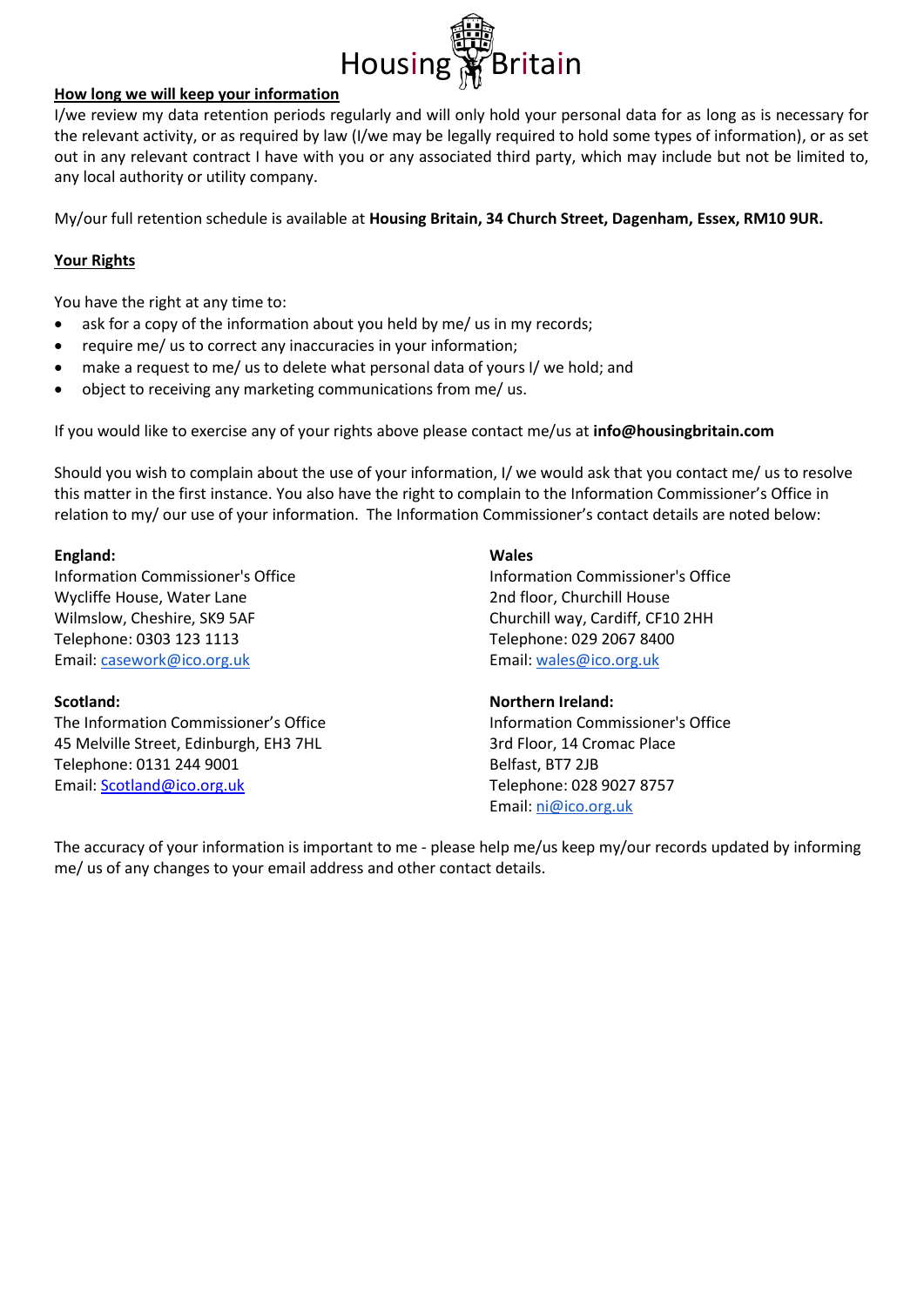### How long we will keep your information

I/we review my data retention periods regularly and will only hold your personal data for as long as is necessary for the relevant activity, or as required by law (I/we may be legally required to hold some types of information), or as set out in any relevant contract I have with you or any associated third party, which may include but not be limited to, any local authority or utility company.

My/our full retention schedule is available at **Housing Britain, 34 Church Street, Dagenham, Essex, RM10 9UR.**

### Your Rights

You have the right at any time to:

- ask for a copy of the information about you held by me/ us in my records;
- require me/ us to correct any inaccuracies in your information;
- make a request to me/ us to delete what personal data of yours I/ we hold; and
- object to receiving any marketing communications from me/ us.

If you would like to exercise any of your rights above please contact me/us at **info@housingbritain.com**

Should you wish to complain about the use of your information, I/ we would ask that you contact me/ us to resolve this matter in the first instance. You also have the right to complain to the Information Commissioner's Office in relation to my/ our use of your information. The Information Commissioner's contact details are noted below:

**England:**
Information Commissioner's Office
Wycliffe House, Water Lane
Wilmslow, Cheshire, SK9 5AF
Telephone: 0303 123 1113
Email: casework@ico.org.uk

**Wales**
Information Commissioner's Office
2nd floor, Churchill House
Churchill way, Cardiff, CF10 2HH
Telephone: 029 2067 8400
Email: wales@ico.org.uk

**Scotland:**
The Information Commissioner's Office
45 Melville Street, Edinburgh, EH3 7HL
Telephone: 0131 244 9001
Email: Scotland@ico.org.uk

**Northern Ireland:**
Information Commissioner's Office
3rd Floor, 14 Cromac Place
Belfast, BT7 2JB
Telephone: 028 9027 8757
Email: ni@ico.org.uk

The accuracy of your information is important to me - please help me/us keep my/our records updated by informing me/ us of any changes to your email address and other contact details.